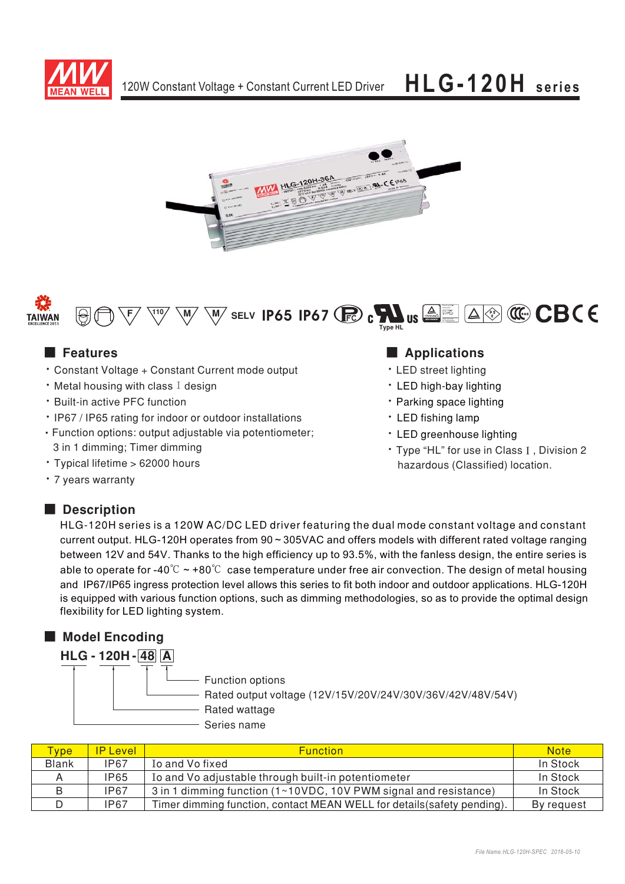120W Constant Voltage + Constant Current LED Driver

# HLG-120H series

## Features

- Constant Voltage + Constant Current mode output
- Metal housing with class Ⅰ design
- Built-in active PFC function
- IP67 / IP65 rating for indoor or outdoor installations
- Function options: output adjustable via potentiometer; 3 in 1 dimming; Timer dimming
- Typical lifetime > 62000 hours
- 7 years warranty

## Applications

- LED street lighting
- LED high-bay lighting
- Parking space lighting
- LED fishing lamp
- LED greenhouse lighting
- Type "HL" for use in Class Ⅰ, Division 2 hazardous (Classified) location.

## Description

HLG-120H series is a 120W AC/DC LED driver featuring the dual mode constant voltage and constant current output. HLG-120H operates from 90 ~ 305VAC and offers models with different rated voltage ranging between 12V and 54V. Thanks to the high efficiency up to 93.5%, with the fanless design, the entire series is able to operate for -40℃ ~ +80℃ case temperature under free air convection. The design of metal housing and IP67/IP65 ingress protection level allows this series to fit both indoor and outdoor applications. HLG-120H is equipped with various function options, such as dimming methodologies, so as to provide the optimal design flexibility for LED lighting system.

## Model Encoding

**HLG - 120H - 48 A**

- A: Function options
- 48: Rated output voltage (12V/15V/20V/24V/30V/36V/42V/48V/54V)
- 120H: Rated wattage
- HLG: Series name

| Type | IP Level | Function | Note |
|---|---|---|---|
| Blank | IP67 | Io and Vo fixed | In Stock |
| A | IP65 | Io and Vo adjustable through built-in potentiometer | In Stock |
| B | IP67 | 3 in 1 dimming function (1~10VDC, 10V PWM signal and resistance) | In Stock |
| D | IP67 | Timer dimming function, contact MEAN WELL for details(safety pending). | By request |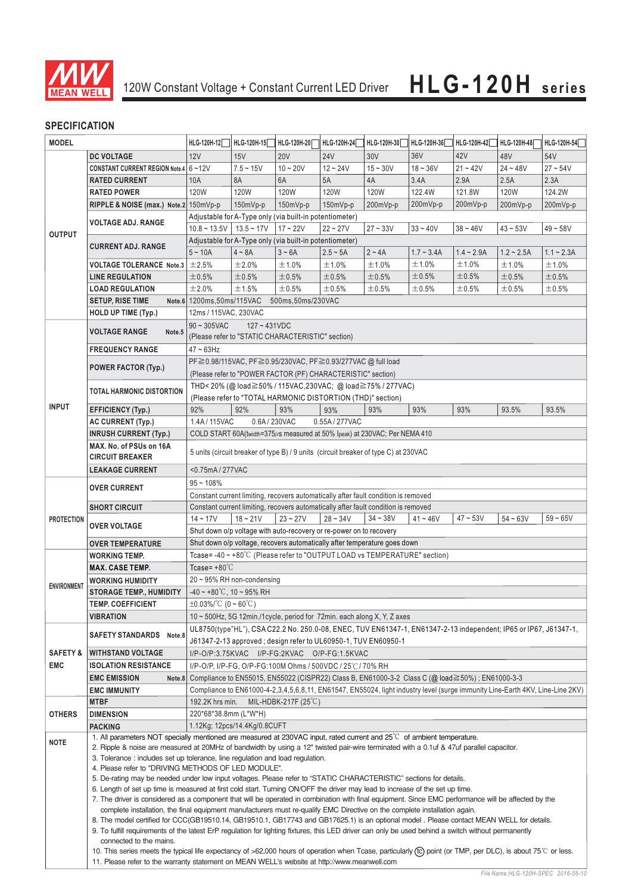# 120W Constant Voltage + Constant Current LED Driver **HLG-120H series**

## SPECIFICATION

| MODEL | | HLG-120H-12 | HLG-120H-15 | HLG-120H-20 | HLG-120H-24 | HLG-120H-30 | HLG-120H-36 | HLG-120H-42 | HLG-120H-48 | HLG-120H-54 |
|---|---|---|---|---|---|---|---|---|---|---|
| OUTPUT | DC VOLTAGE | 12V | 15V | 20V | 24V | 30V | 36V | 42V | 48V | 54V |
| | CONSTANT CURRENT REGION Note.4 | 6 ~ 12V | 7.5 ~ 15V | 10 ~ 20V | 12 ~ 24V | 15 ~ 30V | 18 ~ 36V | 21 ~ 42V | 24 ~ 48V | 27 ~ 54V |
| | RATED CURRENT | 10A | 8A | 6A | 5A | 4A | 3.4A | 2.9A | 2.5A | 2.3A |
| | RATED POWER | 120W | 120W | 120W | 120W | 120W | 122.4W | 121.8W | 120W | 124.2W |
| | RIPPLE & NOISE (max.) Note.2 | 150mVp-p | 150mVp-p | 150mVp-p | 150mVp-p | 200mVp-p | 200mVp-p | 200mVp-p | 200mVp-p | 200mVp-p |
| | VOLTAGE ADJ. RANGE | Adjustable for A-Type only (via built-in potentiometer) | | | | | | | | |
| | | 10.8 ~ 13.5V | 13.5 ~ 17V | 17 ~ 22V | 22 ~ 27V | 27 ~ 33V | 33 ~ 40V | 38 ~ 46V | 43 ~ 53V | 49 ~ 58V |
| | CURRENT ADJ. RANGE | Adjustable for A-Type only (via built-in potentiometer) | | | | | | | | |
| | | 5 ~ 10A | 4 ~ 8A | 3 ~ 6A | 2.5 ~ 5A | 2 ~ 4A | 1.7 ~ 3.4A | 1.4 ~ 2.9A | 1.2 ~ 2.5A | 1.1 ~ 2.3A |
| | VOLTAGE TOLERANCE Note.3 | ±2.5% | ±2.0% | ±1.0% | ±1.0% | ±1.0% | ±1.0% | ±1.0% | ±1.0% | ±1.0% |
| | LINE REGULATION | ±0.5% | ±0.5% | ±0.5% | ±0.5% | ±0.5% | ±0.5% | ±0.5% | ±0.5% | ±0.5% |
| | LOAD REGULATION | ±2.0% | ±1.5% | ±0.5% | ±0.5% | ±0.5% | ±0.5% | ±0.5% | ±0.5% | ±0.5% |
| | SETUP, RISE TIME Note.6 | 1200ms,50ms/115VAC 500ms,50ms/230VAC | | | | | | | | |
| | HOLD UP TIME (Typ.) | 12ms / 115VAC, 230VAC | | | | | | | | |
| INPUT | VOLTAGE RANGE Note.5 | 90 ~ 305VAC 127 ~ 431VDC (Please refer to "STATIC CHARACTERISTIC" section) | | | | | | | | |
| | FREQUENCY RANGE | 47 ~ 63Hz | | | | | | | | |
| | POWER FACTOR (Typ.) | PF≧0.98/115VAC, PF≧0.95/230VAC, PF≧0.93/277VAC @ full load (Please refer to "POWER FACTOR (PF) CHARACTERISTIC" section) | | | | | | | | |
| | TOTAL HARMONIC DISTORTION | THD< 20% (@ load≧50% / 115VAC,230VAC; @ load≧75% / 277VAC) (Please refer to "TOTAL HARMONIC DISTORTION (THD)" section) | | | | | | | | |
| | EFFICIENCY (Typ.) | 92% | 92% | 93% | 93% | 93% | 93% | 93% | 93.5% | 93.5% |
| | AC CURRENT (Typ.) | 1.4A / 115VAC 0.6A / 230VAC 0.55A / 277VAC | | | | | | | | |
| | INRUSH CURRENT (Typ.) | COLD START 60A(twidth=375μs measured at 50% Ipeak) at 230VAC; Per NEMA 410 | | | | | | | | |
| | MAX. No. of PSUs on 16A CIRCUIT BREAKER | 5 units (circuit breaker of type B) / 9 units (circuit breaker of type C) at 230VAC | | | | | | | | |
| | LEAKAGE CURRENT | <0.75mA / 277VAC | | | | | | | | |
| PROTECTION | OVER CURRENT | 95 ~ 108% | | | | | | | | |
| | | Constant current limiting, recovers automatically after fault condition is removed | | | | | | | | |
| | SHORT CIRCUIT | Constant current limiting, recovers automatically after fault condition is removed | | | | | | | | |
| | OVER VOLTAGE | 14 ~ 17V | 18 ~ 21V | 23 ~ 27V | 28 ~ 34V | 34 ~ 38V | 41 ~ 46V | 47 ~ 53V | 54 ~ 63V | 59 ~ 65V |
| | | Shut down o/p voltage with auto-recovery or re-power on to recovery | | | | | | | | |
| | OVER TEMPERATURE | Shut down o/p voltage, recovers automatically after temperature goes down | | | | | | | | |
| ENVIRONMENT | WORKING TEMP. | Tcase= -40 ~ +80℃ (Please refer to "OUTPUT LOAD vs TEMPERATURE" section) | | | | | | | | |
| | MAX. CASE TEMP. | Tcase= +80℃ | | | | | | | | |
| | WORKING HUMIDITY | 20 ~ 95% RH non-condensing | | | | | | | | |
| | STORAGE TEMP., HUMIDITY | -40 ~ +80℃, 10 ~ 95% RH | | | | | | | | |
| | TEMP. COEFFICIENT | ±0.03%/℃ (0 ~ 60℃) | | | | | | | | |
| | VIBRATION | 10 ~ 500Hz, 5G 12min./1cycle, period for 72min. each along X, Y, Z axes | | | | | | | | |
| SAFETY & EMC | SAFETY STANDARDS Note.8 | UL8750(type"HL"), CSA C22.2 No. 250.0-08, ENEC, TUV EN61347-1, EN61347-2-13 independent; IP65 or IP67, J61347-1, J61347-2-13 approved ; design refer to UL60950-1, TUV EN60950-1 | | | | | | | | |
| | WITHSTAND VOLTAGE | I/P-O/P:3.75KVAC I/P-FG:2KVAC O/P-FG:1.5KVAC | | | | | | | | |
| | ISOLATION RESISTANCE | I/P-O/P, I/P-FG, O/P-FG:100M Ohms / 500VDC / 25℃/ 70% RH | | | | | | | | |
| | EMC EMISSION Note.8 | Compliance to EN55015, EN55022 (CISPR22) Class B, EN61000-3-2 Class C (@ load≧50%) ; EN61000-3-3 | | | | | | | | |
| | EMC IMMUNITY | Compliance to EN61000-4-2,3,4,5,6,8,11, EN61547, EN55024, light industry level (surge immunity Line-Earth 4KV, Line-Line 2KV) | | | | | | | | |
| OTHERS | MTBF | 192.2K hrs min. MIL-HDBK-217F (25℃) | | | | | | | | |
| | DIMENSION | 220*68*38.8mm (L*W*H) | | | | | | | | |
| | PACKING | 1.12Kg; 12pcs/14.4Kg/0.8CUFT | | | | | | | | |

**NOTE**

1. All parameters NOT specially mentioned are measured at 230VAC input, rated current and 25℃ of ambient temperature.
2. Ripple & noise are measured at 20MHz of bandwidth by using a 12" twisted pair-wire terminated with a 0.1uf & 47uf parallel capacitor.
3. Tolerance : includes set up tolerance, line regulation and load regulation.
4. Please refer to "DRIVING METHODS OF LED MODULE".
5. De-rating may be needed under low input voltages. Please refer to "STATIC CHARACTERISTIC" sections for details.
6. Length of set up time is measured at first cold start. Turning ON/OFF the driver may lead to increase of the set up time.
7. The driver is considered as a component that will be operated in combination with final equipment. Since EMC performance will be affected by the complete installation, the final equipment manufacturers must re-qualify EMC Directive on the complete installation again.
8. The model certified for CCC(GB19510.14, GB19510.1, GB17743 and GB17625.1) is an optional model . Please contact MEAN WELL for details.
9. To fulfill requirements of the latest ErP regulation for lighting fixtures, this LED driver can only be used behind a switch without permanently connected to the mains.
10. This series meets the typical life expectancy of >62,000 hours of operation when Tcase, particularly (tc) point (or TMP, per DLC), is about 75℃ or less.
11. Please refer to the warranty statement on MEAN WELL's website at http://www.meanwell.com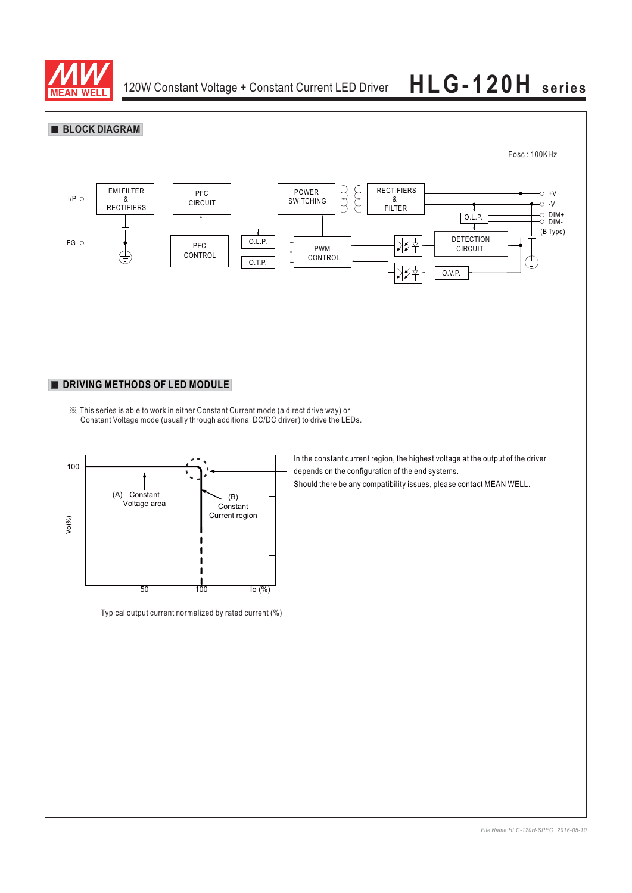## BLOCK DIAGRAM

Fosc : 100KHz

I/P, FG, EMI FILTER & RECTIFIERS, PFC CIRCUIT, POWER SWITCHING, RECTIFIERS & FILTER, +V, -V, O.L.P., DIM+, DIM-, (B Type), PFC CONTROL, O.L.P., O.T.P., PWM CONTROL, DETECTION CIRCUIT, O.V.P.

## DRIVING METHODS OF LED MODULE

※ This series is able to work in either Constant Current mode (a direct drive way) or Constant Voltage mode (usually through additional DC/DC driver) to drive the LEDs.

Vo(%), 100, (A) Constant Voltage area, (B) Constant Current region, 50, 100, Io (%)

In the constant current region, the highest voltage at the output of the driver depends on the configuration of the end systems.

Should there be any compatibility issues, please contact MEAN WELL.

Typical output current normalized by rated current (%)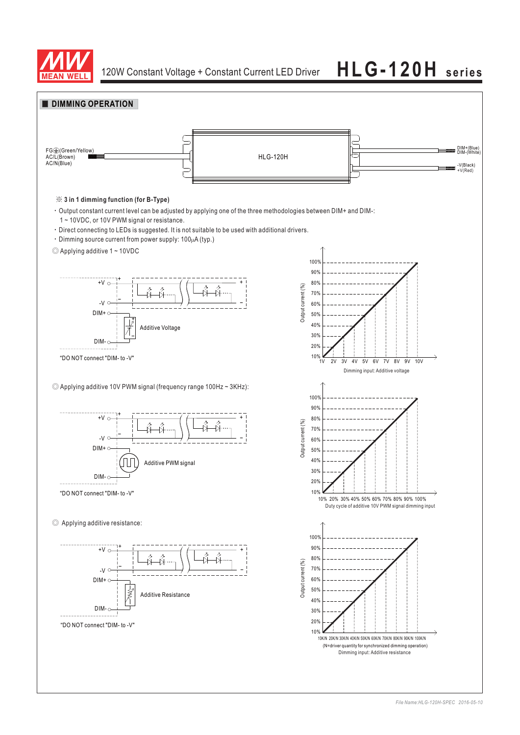## DIMMING OPERATION

FG⏚(Green/Yellow)
AC/L(Brown)
AC/N(Blue)

HLG-120H

DIM+(Blue)
DIM-(White)

-V(Black)
+V(Red)

※ **3 in 1 dimming function (for B-Type)**

- Output constant current level can be adjusted by applying one of the three methodologies between DIM+ and DIM-: 1 ~ 10VDC, or 10V PWM signal or resistance.
- Direct connecting to LEDs is suggested. It is not suitable to be used with additional drivers.
- Dimming source current from power supply: 100μA (typ.)

◎ Applying additive 1 ~ 10VDC

+V, -V, DIM+, DIM-

Additive Voltage

"DO NOT connect "DIM- to -V"

Output current (%): 10%, 20%, 30%, 40%, 50%, 60%, 70%, 80%, 90%, 100%

1V 2V 3V 4V 5V 6V 7V 8V 9V 10V

Dimming input: Additive voltage

◎ Applying additive 10V PWM signal (frequency range 100Hz ~ 3KHz):

+V, -V, DIM+, DIM-

Additive PWM signal

"DO NOT connect "DIM- to -V"

Output current (%): 10%, 20%, 30%, 40%, 50%, 60%, 70%, 80%, 90%, 100%

10% 20% 30% 40% 50% 60% 70% 80% 90% 100%

Duty cycle of additive 10V PWM signal dimming input

◎ Applying additive resistance:

+V, -V, DIM+, DIM-

Additive Resistance

"DO NOT connect "DIM- to -V"

Output current (%): 10%, 20%, 30%, 40%, 50%, 60%, 70%, 80%, 90%, 100%

10K/N 20K/N 30K/N 40K/N 50K/N 60K/N 70K/N 80K/N 90K/N 100K/N

(N=driver quantity for synchronized dimming operation)

Dimming input: Additive resistance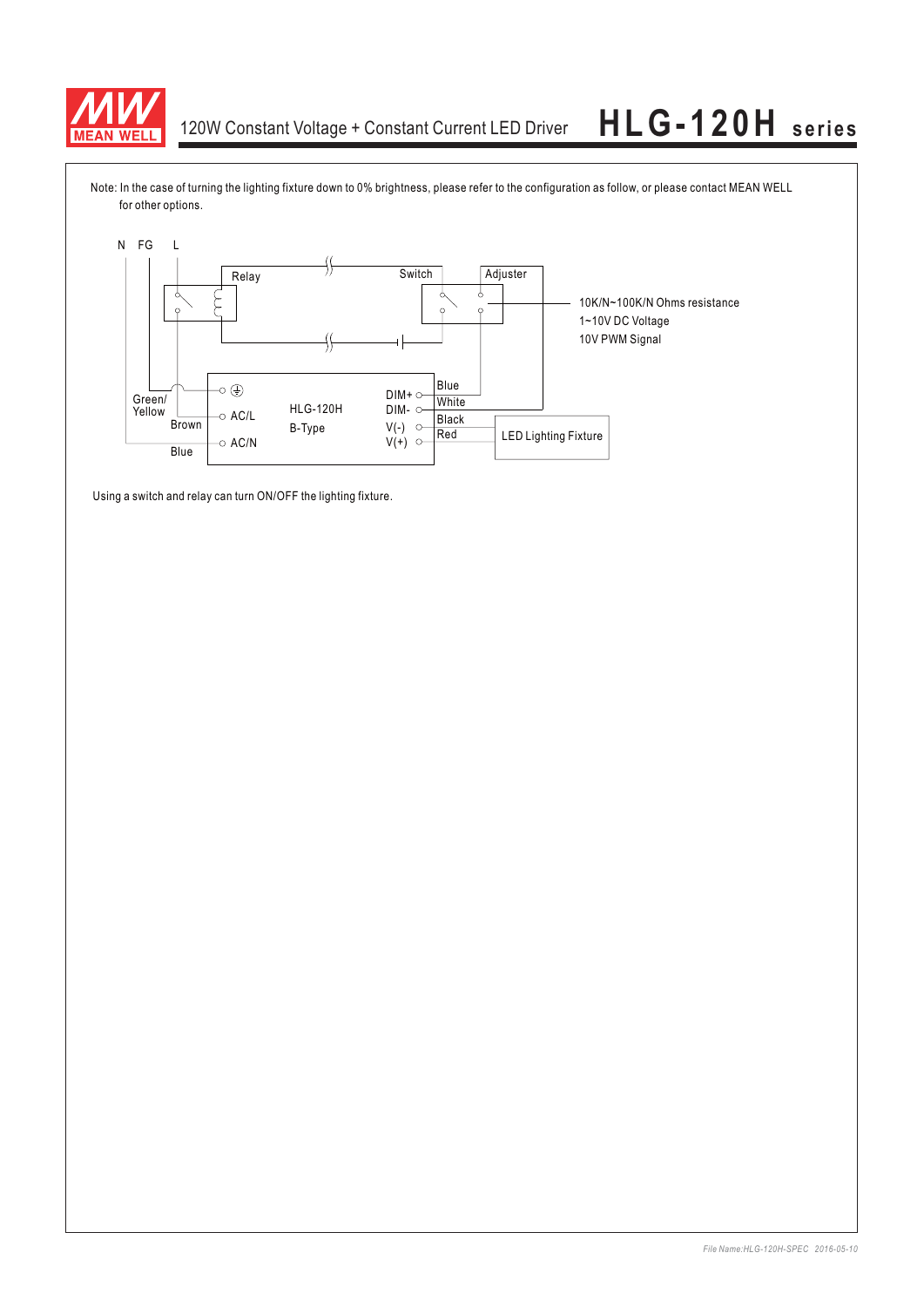Note: In the case of turning the lighting fixture down to 0% brightness, please refer to the configuration as follow, or please contact MEAN WELL for other options.

N FG L

Relay

Switch

Adjuster

10K/N~100K/N Ohms resistance
1~10V DC Voltage
10V PWM Signal

Green/ Yellow

Brown

Blue

AC/L

AC/N

HLG-120H
B-Type

DIM+
DIM-
V(-)
V(+)

Blue
White
Black
Red

LED Lighting Fixture

Using a switch and relay can turn ON/OFF the lighting fixture.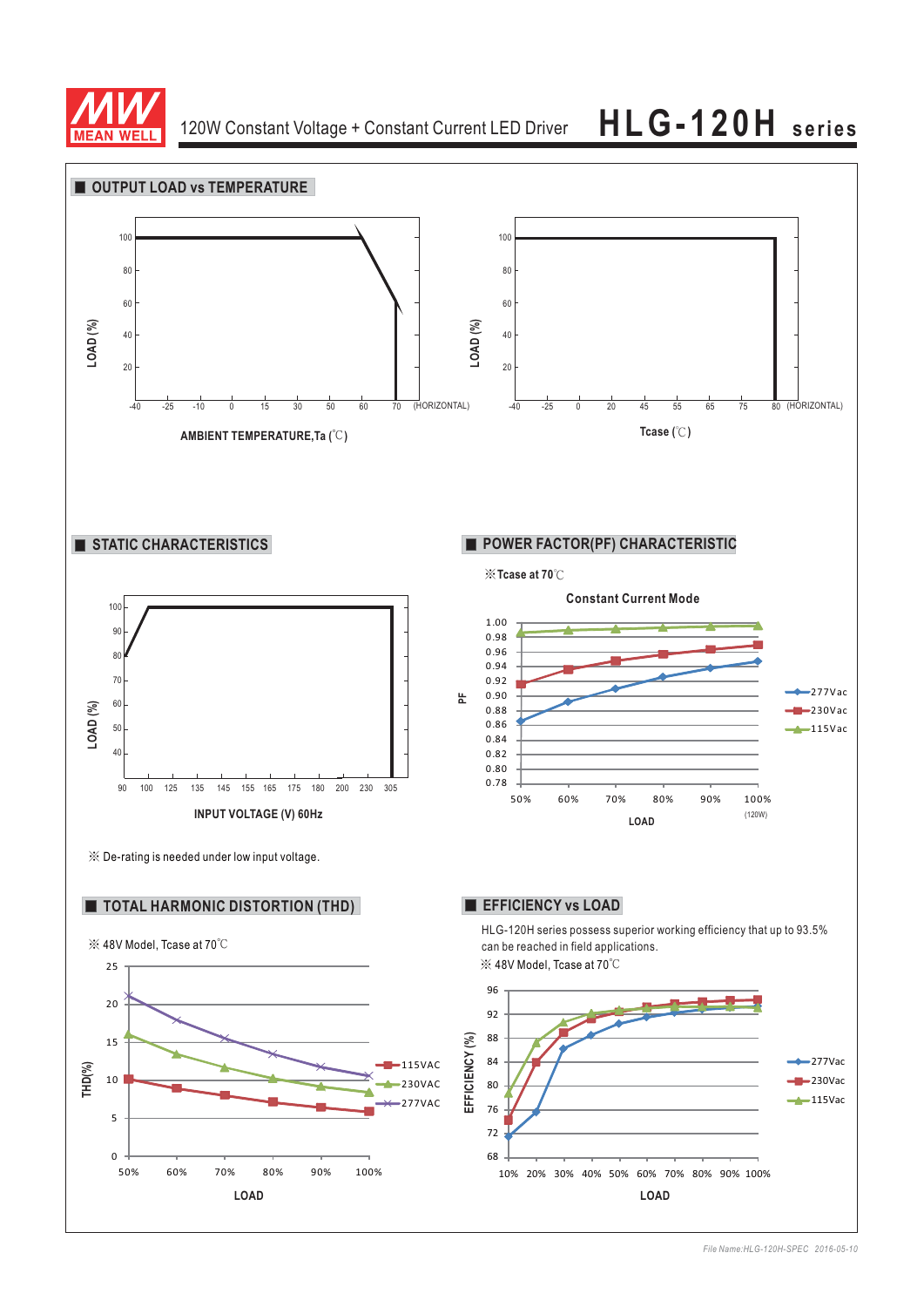120W Constant Voltage + Constant Current LED Driver **HLG-120H series**

## OUTPUT LOAD vs TEMPERATURE

LOAD (%)

AMBIENT TEMPERATURE,Ta (℃)

LOAD (%)

Tcase (℃)

## STATIC CHARACTERISTICS

LOAD (%)

INPUT VOLTAGE (V) 60Hz

※ De-rating is needed under low input voltage.

## POWER FACTOR(PF) CHARACTERISTIC

※Tcase at 70℃

Constant Current Mode

PF

LOAD

## TOTAL HARMONIC DISTORTION (THD)

※ 48V Model, Tcase at 70℃

THD(%)

LOAD

## EFFICIENCY vs LOAD

HLG-120H series possess superior working efficiency that up to 93.5% can be reached in field applications.

※ 48V Model, Tcase at 70℃

EFFICIENCY (%)

LOAD

File Name:HLG-120H-SPEC 2016-05-10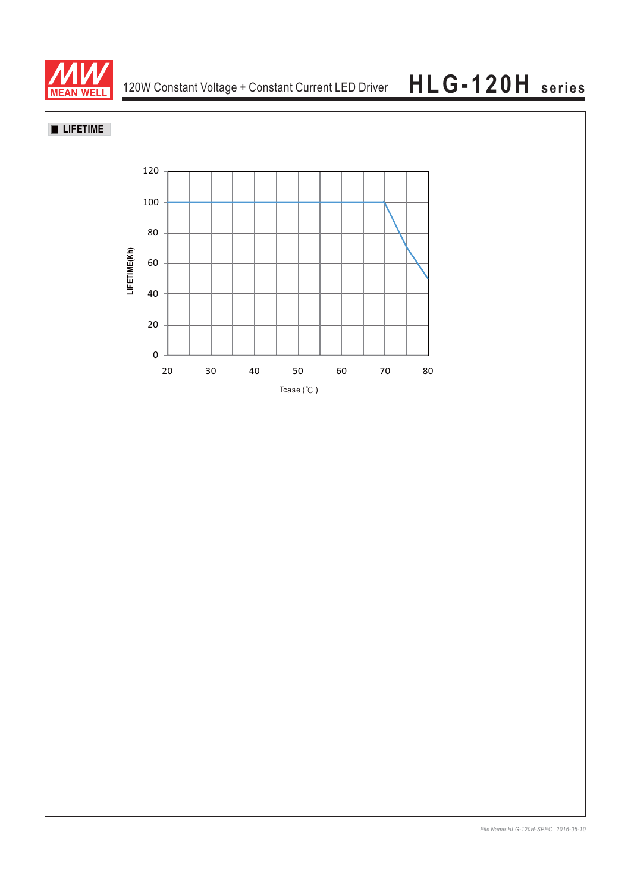## ■ LIFETIME

LIFETIME(Kh)

120
100
80
60
40
20
0

20 30 40 50 60 70 80

Tcase (℃)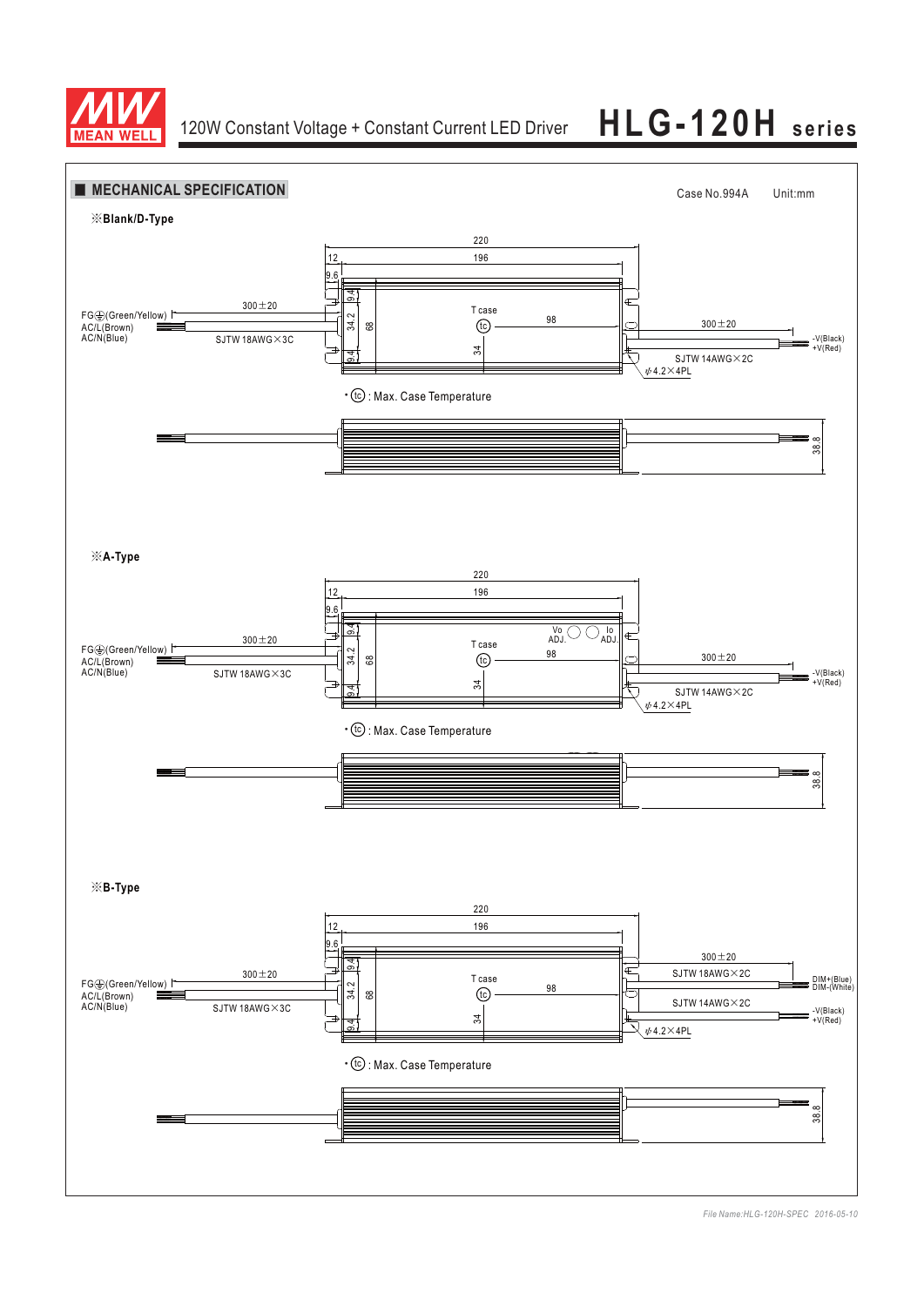## MECHANICAL SPECIFICATION

Case No.994A  Unit:mm

※**Blank/D-Type**

220
12
196
9.6
9.4
34.2
68
9.4
T case
tc
98
34
300±20
FG⏚(Green/Yellow)
AC/L(Brown)
AC/N(Blue)
SJTW 18AWG×3C
300±20
-V(Black)
+V(Red)
SJTW 14AWG×2C
ϕ4.2×4PL

• tc : Max. Case Temperature

38.8

※**A-Type**

220
12
196
9.6
9.4
34.2
68
9.4
Vo ADJ.
Io ADJ.
T case
tc
98
34
300±20
FG⏚(Green/Yellow)
AC/L(Brown)
AC/N(Blue)
SJTW 18AWG×3C
300±20
-V(Black)
+V(Red)
SJTW 14AWG×2C
ϕ4.2×4PL

• tc : Max. Case Temperature

38.8

※**B-Type**

220
12
196
9.6
9.4
34.2
68
9.4
T case
tc
98
34
300±20
FG⏚(Green/Yellow)
AC/L(Brown)
AC/N(Blue)
SJTW 18AWG×3C
300±20
SJTW 18AWG×2C
DIM+(Blue)
DIM-(White)
SJTW 14AWG×2C
-V(Black)
+V(Red)
ϕ4.2×4PL

• tc : Max. Case Temperature

38.8

*File Name:HLG-120H-SPEC 2016-05-10*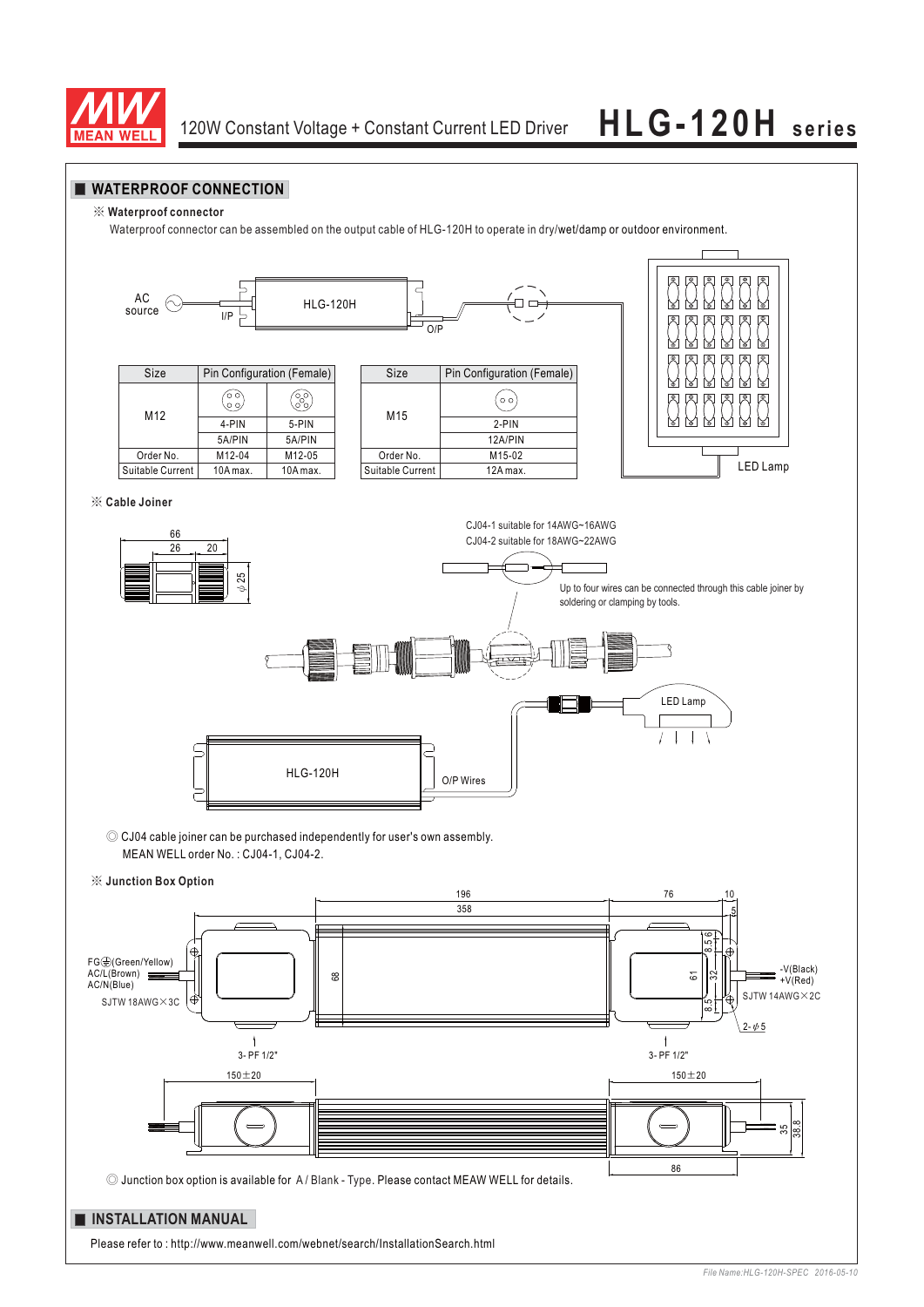## WATERPROOF CONNECTION

※ **Waterproof connector**

Waterproof connector can be assembled on the output cable of HLG-120H to operate in dry/wet/damp or outdoor environment.

AC source

I/P

HLG-120H

O/P

LED Lamp

| Size | Pin Configuration (Female) | |
|---|---|---|
| M12 | 4-PIN | 5-PIN |
| | 5A/PIN | 5A/PIN |
| Order No. | M12-04 | M12-05 |
| Suitable Current | 10A max. | 10A max. |

| Size | Pin Configuration (Female) |
|---|---|
| M15 | 2-PIN |
| | 12A/PIN |
| Order No. | M15-02 |
| Suitable Current | 12A max. |

※ **Cable Joiner**

66
26
20
φ25

CJ04-1 suitable for 14AWG~16AWG
CJ04-2 suitable for 18AWG~22AWG

Up to four wires can be connected through this cable joiner by soldering or clamping by tools.

LED Lamp

HLG-120H

O/P Wires

◎ CJ04 cable joiner can be purchased independently for user's own assembly.
MEAN WELL order No. : CJ04-1, CJ04-2.

※ **Junction Box Option**

196
76
10
358
5
8.5
6
FG⏚(Green/Yellow)
AC/L(Brown)
AC/N(Blue)
SJTW 18AWG×3C
68
61
32
8.5
-V(Black)
+V(Red)
SJTW 14AWG×2C
2-φ5
3- PF 1/2"
3- PF 1/2"
150±20
150±20
35
38.8
86

◎ Junction box option is available for A / Blank - Type. Please contact MEAW WELL for details.

## INSTALLATION MANUAL

Please refer to : http://www.meanwell.com/webnet/search/InstallationSearch.html